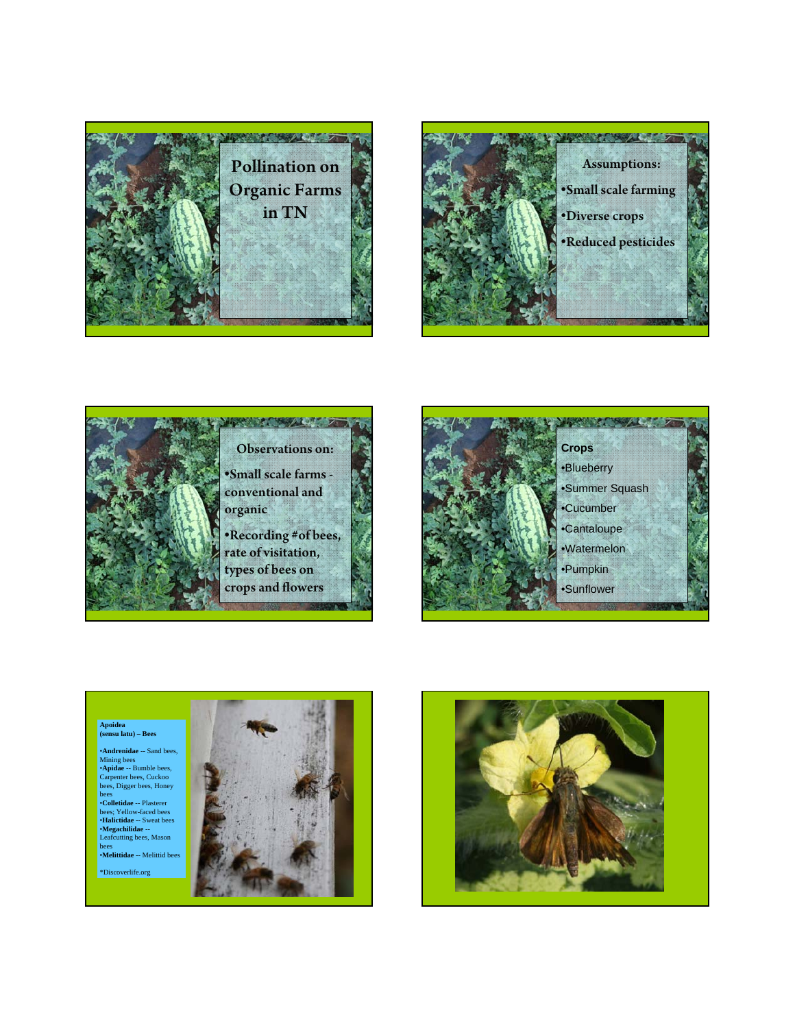# Pollination on Organic Farms in TN

**Assumptions:**

- Small scale farming
- Diverse crops
- Reduced pesticides

**Observations on:**

- Small scale farms - conventional and organic
- Recording #of bees, rate of visitation, types of bees on crops and flowers

**Crops**

- Blueberry
- Summer Squash
- Cucumber
- Cantaloupe
- Watermelon
- Pumpkin
- Sunflower

**Apoidea (sensu latu) – Bees**

- **Andrenidae** -- Sand bees, Mining bees
- **Apidae** -- Bumble bees, Carpenter bees, Cuckoo bees, Digger bees, Honey bees
- **Colletidae** -- Plasterer bees; Yellow-faced bees
- **Halictidae** -- Sweat bees
- **Megachilidae** -- Leafcutting bees, Mason bees
- **Melittidae** -- Melittid bees

*Discoverlife.org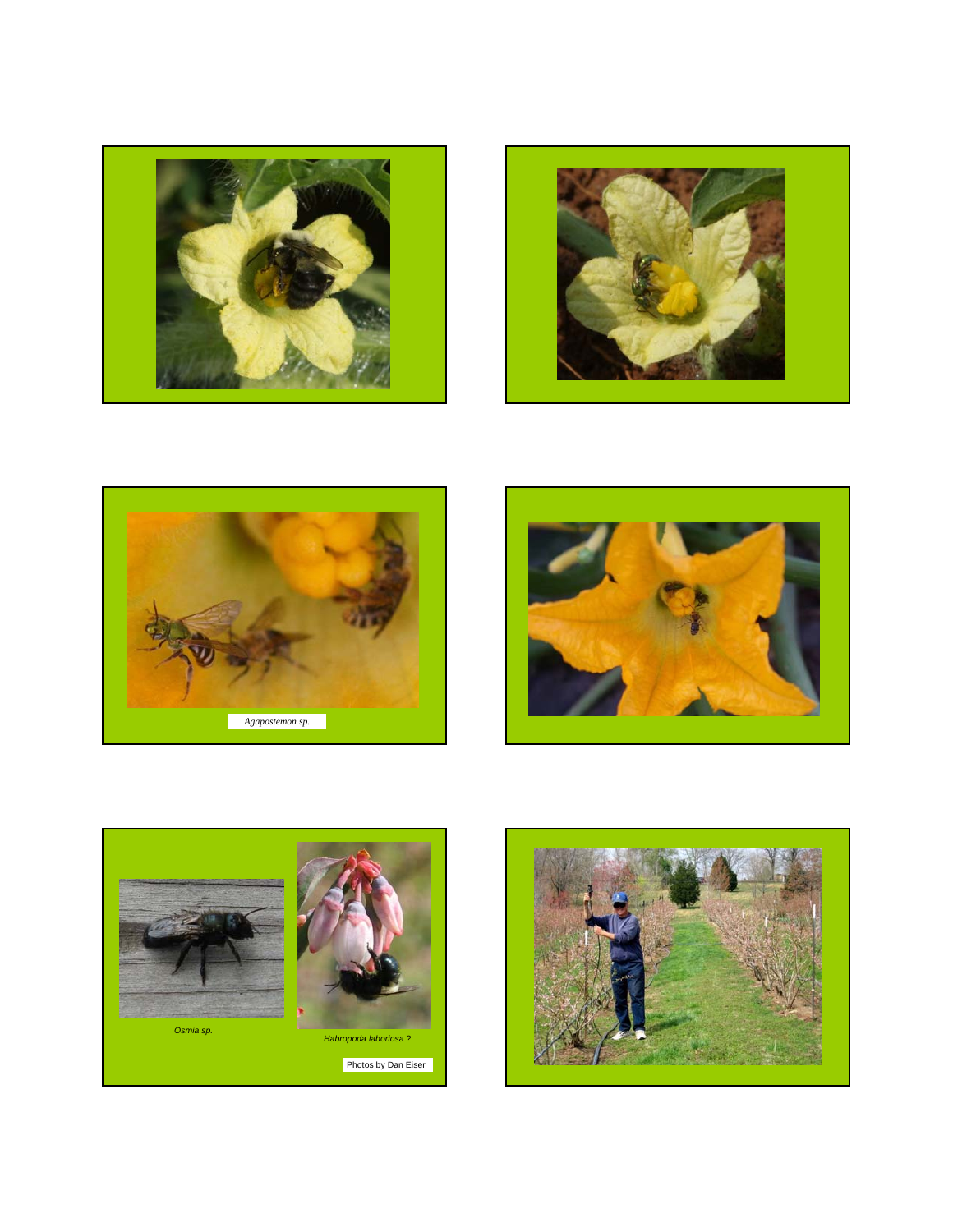*Agapostemon sp.*

*Osmia sp.*

*Habropoda laboriosa* ?

Photos by Dan Eiser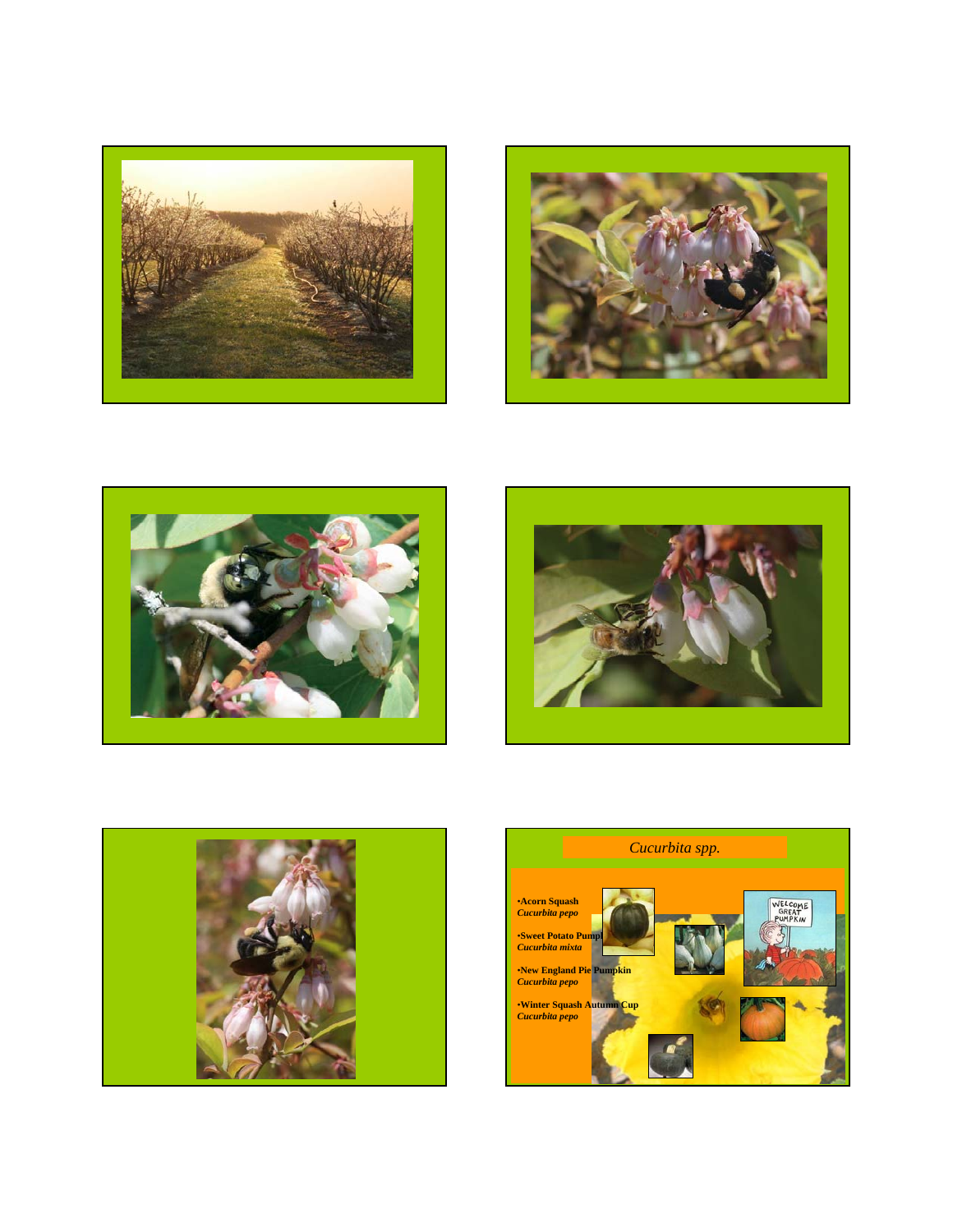## *Cucurbita spp.*

- **Acorn Squash**
  ***Cucurbita pepo***
- **Sweet Potato Pumpkin**
  ***Cucurbita mixta***
- **New England Pie Pumpkin**
  ***Cucurbita pepo***
- **Winter Squash Autumn Cup**
  ***Cucurbita pepo***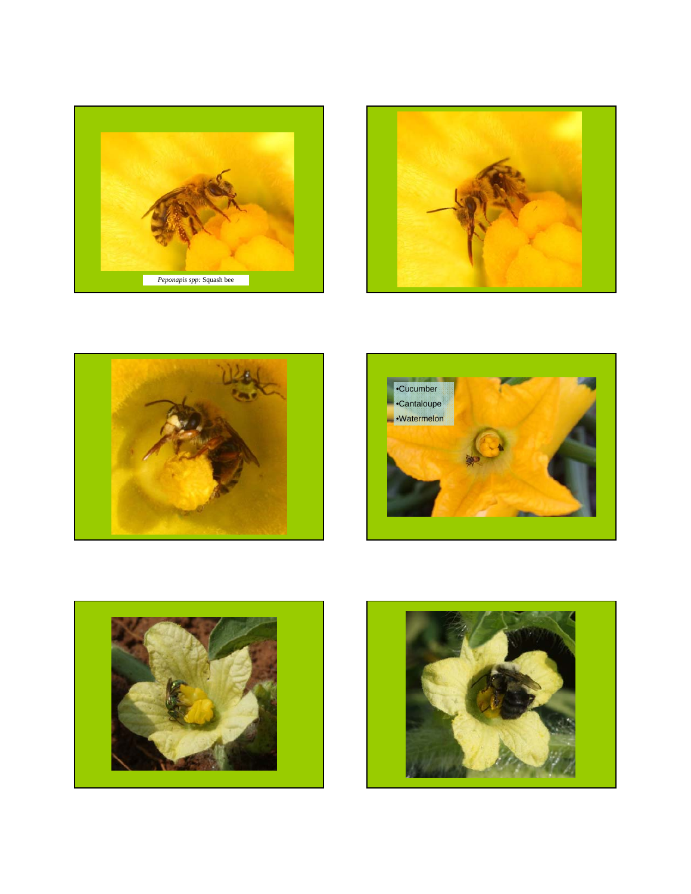*Peponapis spp:* Squash bee

- Cucumber
- Cantaloupe
- Watermelon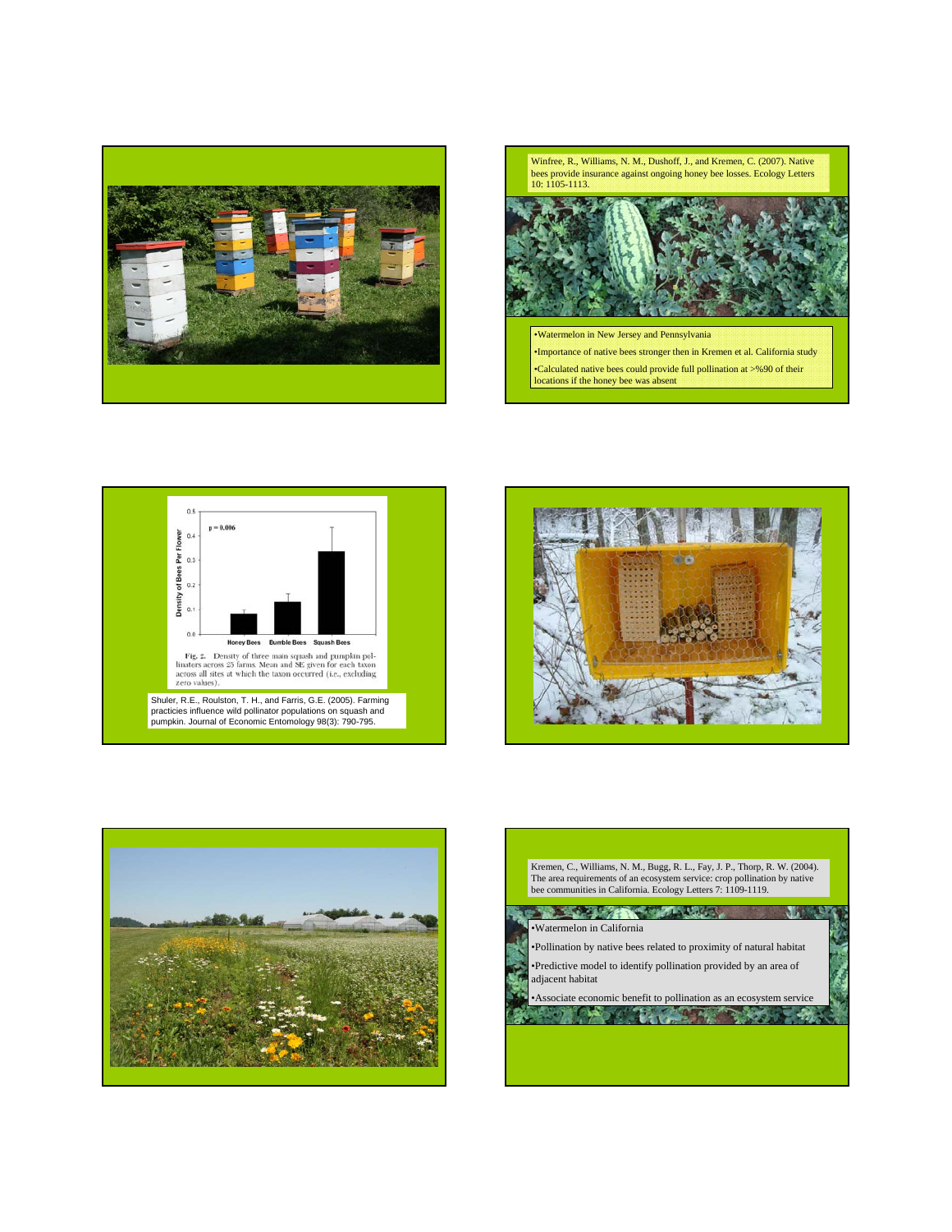Winfree, R., Williams, N. M., Dushoff, J., and Kremen, C. (2007). Native bees provide insurance against ongoing honey bee losses. Ecology Letters 10: 1105-1113.

- Watermelon in New Jersey and Pennsylvania
- Importance of native bees stronger then in Kremen et al. California study
- Calculated native bees could provide full pollination at >%90 of their locations if the honey bee was absent

| | Honey Bees | Bumble Bees | Squash Bees |
|---|---|---|---|
| Density of Bees Per Flower | | | |

p = 0.006

Fig. 2. Density of three main squash and pumpkin pollinators across 25 farms. Mean and SE given for each taxon across all sites at which the taxon occurred (i.e., excluding zero values).

Shuler, R.E., Roulston, T. H., and Farris, G.E. (2005). Farming practicies influence wild pollinator populations on squash and pumpkin. Journal of Economic Entomology 98(3): 790-795.

Kremen, C., Williams, N. M., Bugg, R. L., Fay, J. P., Thorp, R. W. (2004). The area requirements of an ecosystem service: crop pollination by native bee communities in California. Ecology Letters 7: 1109-1119.

- Watermelon in California
- Pollination by native bees related to proximity of natural habitat
- Predictive model to identify pollination provided by an area of adjacent habitat
- Associate economic benefit to pollination as an ecosystem service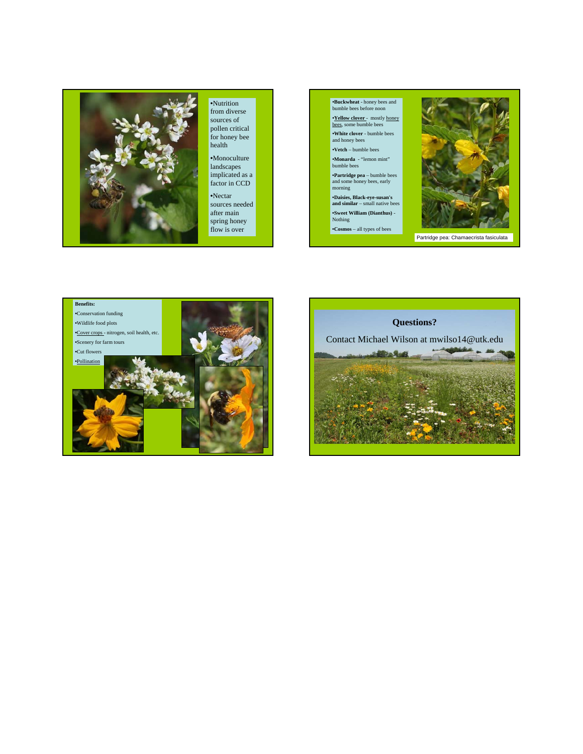- Nutrition from diverse sources of pollen critical for honey bee health
- Monoculture landscapes implicated as a factor in CCD
- Nectar sources needed after main spring honey flow is over

---

- **Buckwheat** - honey bees and bumble bees before noon
- **Yellow clover** - mostly honey bees, some bumble bees
- **White clover** - bumble bees and honey bees
- **Vetch** – bumble bees
- **Monarda** - "lemon mint" bumble bees
- **Partridge pea** – bumble bees and some honey bees, early morning
- **Daisies, Black-eye-susan's and similar** – small native bees
- **Sweet William (Dianthus)** - Nothing
- **Cosmos** – all types of bees

Partridge pea: Chamaecrista fasiculata

---

**Benefits:**

- Conservation funding
- Wildlife food plots
- Cover crops - nitrogen, soil health, etc.
- Scenery for farm tours
- Cut flowers
- Pollination

---

**Questions?**

Contact Michael Wilson at mwilso14@utk.edu